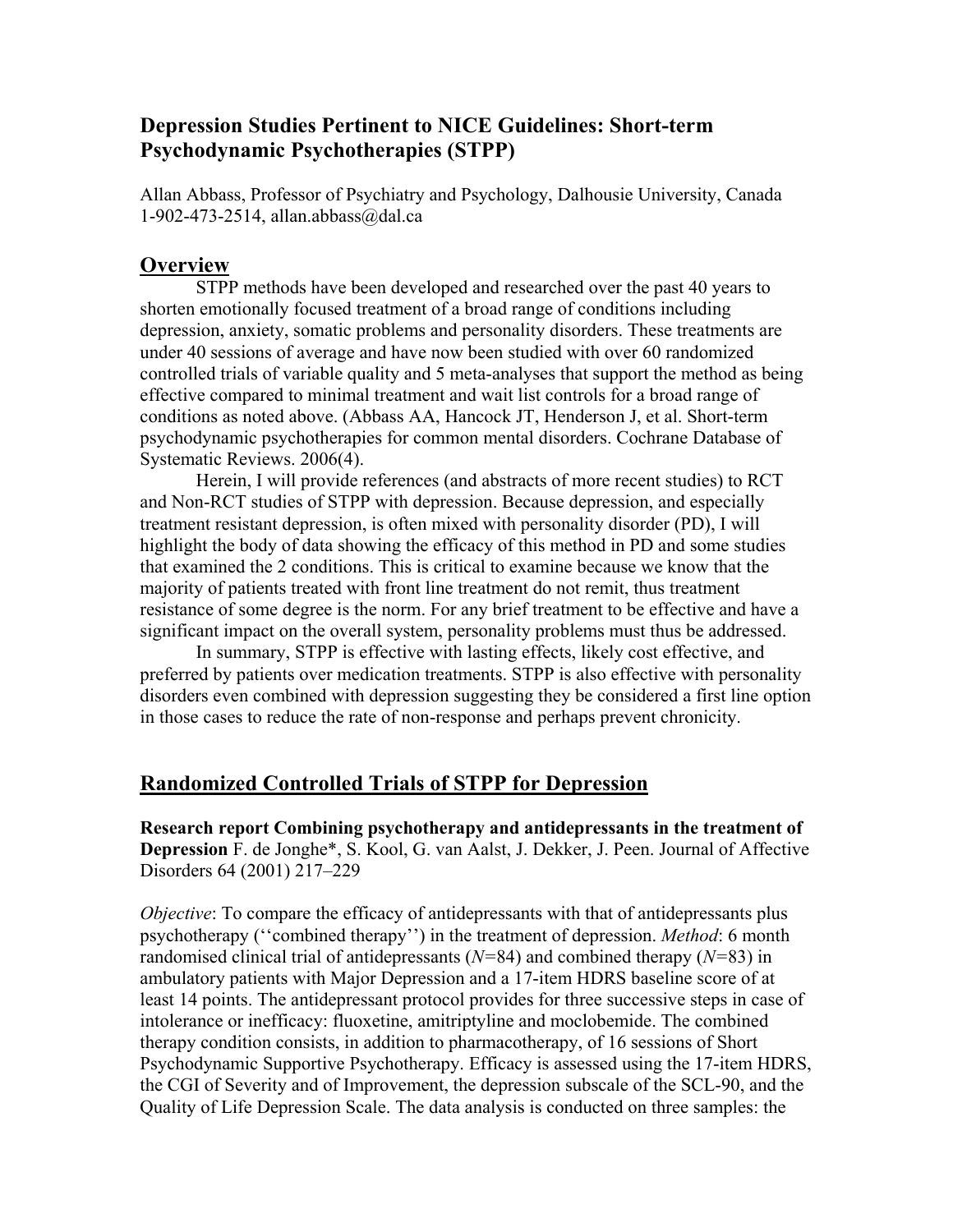## Depression Studies Pertinent to NICE Guidelines: Short-term Psychodynamic Psychotherapies (STPP)

Allan Abbass, Professor of Psychiatry and Psychology, Dalhousie University, Canada
1-902-473-2514, allan.abbass@dal.ca

## Overview

STPP methods have been developed and researched over the past 40 years to shorten emotionally focused treatment of a broad range of conditions including depression, anxiety, somatic problems and personality disorders. These treatments are under 40 sessions of average and have now been studied with over 60 randomized controlled trials of variable quality and 5 meta-analyses that support the method as being effective compared to minimal treatment and wait list controls for a broad range of conditions as noted above. (Abbass AA, Hancock JT, Henderson J, et al. Short-term psychodynamic psychotherapies for common mental disorders. Cochrane Database of Systematic Reviews. 2006(4).

Herein, I will provide references (and abstracts of more recent studies) to RCT and Non-RCT studies of STPP with depression. Because depression, and especially treatment resistant depression, is often mixed with personality disorder (PD), I will highlight the body of data showing the efficacy of this method in PD and some studies that examined the 2 conditions. This is critical to examine because we know that the majority of patients treated with front line treatment do not remit, thus treatment resistance of some degree is the norm. For any brief treatment to be effective and have a significant impact on the overall system, personality problems must thus be addressed.

In summary, STPP is effective with lasting effects, likely cost effective, and preferred by patients over medication treatments. STPP is also effective with personality disorders even combined with depression suggesting they be considered a first line option in those cases to reduce the rate of non-response and perhaps prevent chronicity.

## Randomized Controlled Trials of STPP for Depression

**Research report Combining psychotherapy and antidepressants in the treatment of Depression** F. de Jonghe*, S. Kool, G. van Aalst, J. Dekker, J. Peen. Journal of Affective Disorders 64 (2001) 217–229

*Objective*: To compare the efficacy of antidepressants with that of antidepressants plus psychotherapy (''combined therapy'') in the treatment of depression. *Method*: 6 month randomised clinical trial of antidepressants (*N*=84) and combined therapy (*N*=83) in ambulatory patients with Major Depression and a 17-item HDRS baseline score of at least 14 points. The antidepressant protocol provides for three successive steps in case of intolerance or inefficacy: fluoxetine, amitriptyline and moclobemide. The combined therapy condition consists, in addition to pharmacotherapy, of 16 sessions of Short Psychodynamic Supportive Psychotherapy. Efficacy is assessed using the 17-item HDRS, the CGI of Severity and of Improvement, the depression subscale of the SCL-90, and the Quality of Life Depression Scale. The data analysis is conducted on three samples: the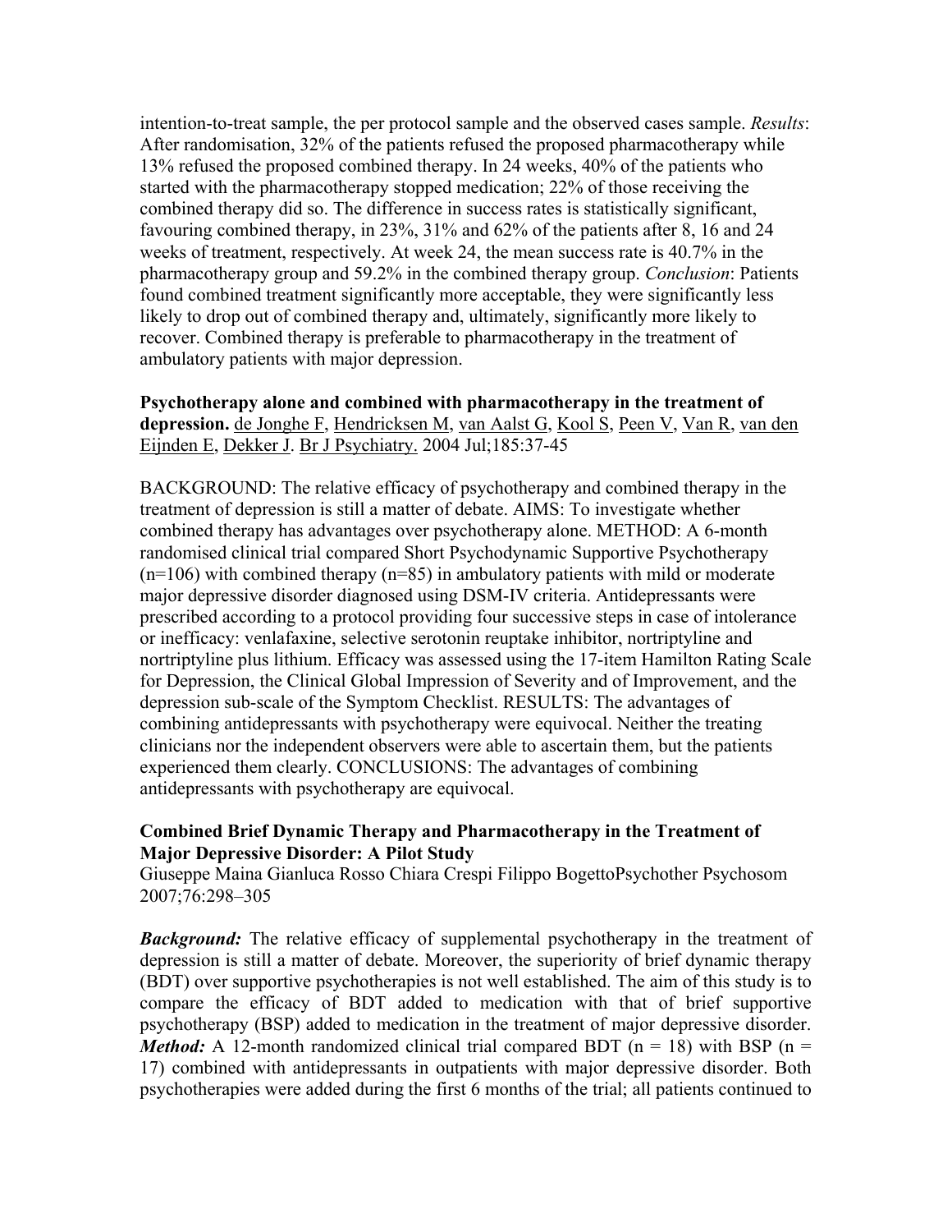intention-to-treat sample, the per protocol sample and the observed cases sample. *Results*: After randomisation, 32% of the patients refused the proposed pharmacotherapy while 13% refused the proposed combined therapy. In 24 weeks, 40% of the patients who started with the pharmacotherapy stopped medication; 22% of those receiving the combined therapy did so. The difference in success rates is statistically significant, favouring combined therapy, in 23%, 31% and 62% of the patients after 8, 16 and 24 weeks of treatment, respectively. At week 24, the mean success rate is 40.7% in the pharmacotherapy group and 59.2% in the combined therapy group. *Conclusion*: Patients found combined treatment significantly more acceptable, they were significantly less likely to drop out of combined therapy and, ultimately, significantly more likely to recover. Combined therapy is preferable to pharmacotherapy in the treatment of ambulatory patients with major depression.

**Psychotherapy alone and combined with pharmacotherapy in the treatment of depression.** de Jonghe F, Hendricksen M, van Aalst G, Kool S, Peen V, Van R, van den Eijnden E, Dekker J. Br J Psychiatry. 2004 Jul;185:37-45

BACKGROUND: The relative efficacy of psychotherapy and combined therapy in the treatment of depression is still a matter of debate. AIMS: To investigate whether combined therapy has advantages over psychotherapy alone. METHOD: A 6-month randomised clinical trial compared Short Psychodynamic Supportive Psychotherapy (n=106) with combined therapy (n=85) in ambulatory patients with mild or moderate major depressive disorder diagnosed using DSM-IV criteria. Antidepressants were prescribed according to a protocol providing four successive steps in case of intolerance or inefficacy: venlafaxine, selective serotonin reuptake inhibitor, nortriptyline and nortriptyline plus lithium. Efficacy was assessed using the 17-item Hamilton Rating Scale for Depression, the Clinical Global Impression of Severity and of Improvement, and the depression sub-scale of the Symptom Checklist. RESULTS: The advantages of combining antidepressants with psychotherapy were equivocal. Neither the treating clinicians nor the independent observers were able to ascertain them, but the patients experienced them clearly. CONCLUSIONS: The advantages of combining antidepressants with psychotherapy are equivocal.

**Combined Brief Dynamic Therapy and Pharmacotherapy in the Treatment of Major Depressive Disorder: A Pilot Study**

Giuseppe Maina Gianluca Rosso Chiara Crespi Filippo BogettoPsychother Psychosom 2007;76:298–305

***Background:*** The relative efficacy of supplemental psychotherapy in the treatment of depression is still a matter of debate. Moreover, the superiority of brief dynamic therapy (BDT) over supportive psychotherapies is not well established. The aim of this study is to compare the efficacy of BDT added to medication with that of brief supportive psychotherapy (BSP) added to medication in the treatment of major depressive disorder. ***Method:*** A 12-month randomized clinical trial compared BDT (n = 18) with BSP (n = 17) combined with antidepressants in outpatients with major depressive disorder. Both psychotherapies were added during the first 6 months of the trial; all patients continued to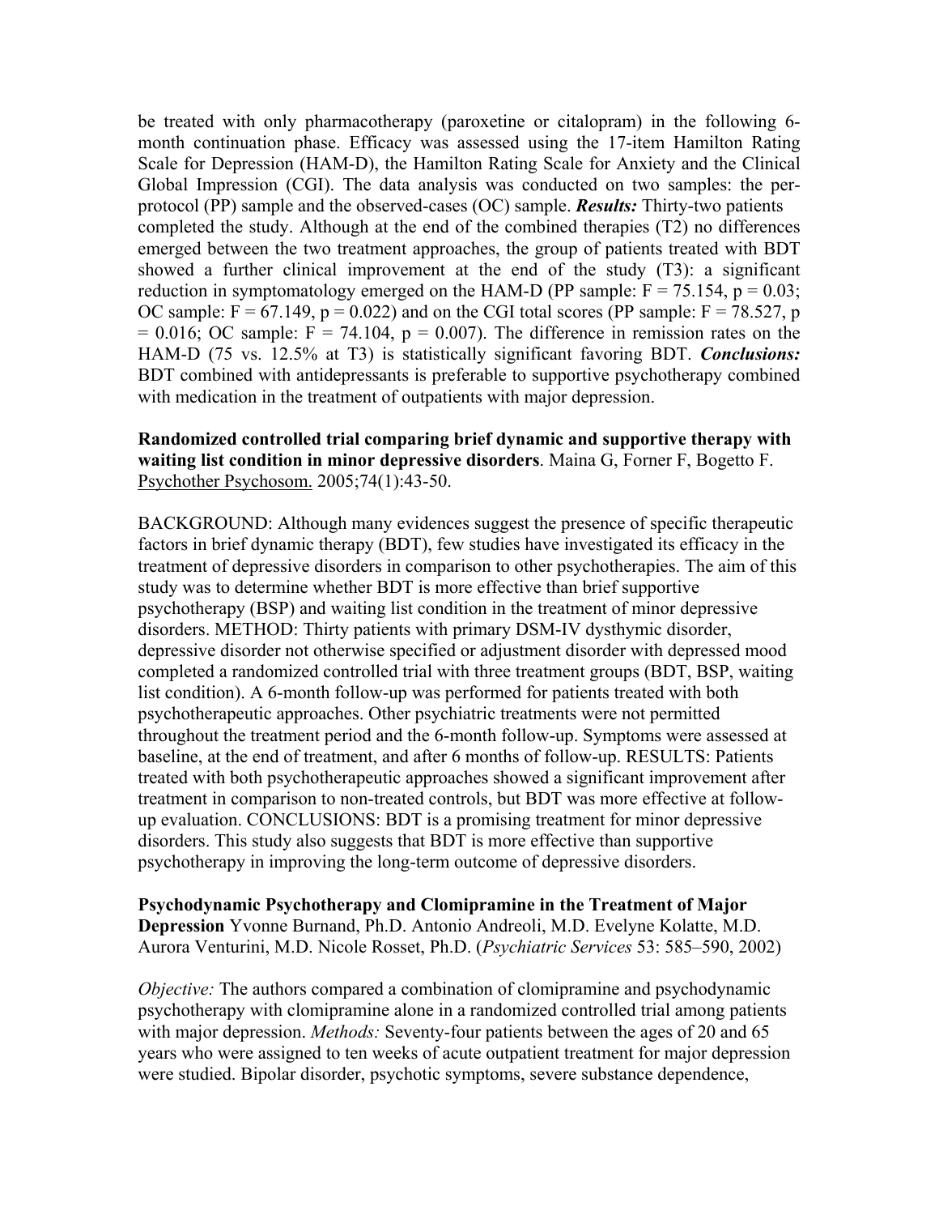be treated with only pharmacotherapy (paroxetine or citalopram) in the following 6-month continuation phase. Efficacy was assessed using the 17-item Hamilton Rating Scale for Depression (HAM-D), the Hamilton Rating Scale for Anxiety and the Clinical Global Impression (CGI). The data analysis was conducted on two samples: the per-protocol (PP) sample and the observed-cases (OC) sample. ***Results:*** Thirty-two patients completed the study. Although at the end of the combined therapies (T2) no differences emerged between the two treatment approaches, the group of patients treated with BDT showed a further clinical improvement at the end of the study (T3): a significant reduction in symptomatology emerged on the HAM-D (PP sample: $F = 75.154$, $p = 0.03$; OC sample: $F = 67.149$, $p = 0.022$) and on the CGI total scores (PP sample: $F = 78.527$, $p = 0.016$; OC sample: $F = 74.104$, $p = 0.007$). The difference in remission rates on the HAM-D (75 vs. 12.5% at T3) is statistically significant favoring BDT. ***Conclusions:*** BDT combined with antidepressants is preferable to supportive psychotherapy combined with medication in the treatment of outpatients with major depression.

**Randomized controlled trial comparing brief dynamic and supportive therapy with waiting list condition in minor depressive disorders**. Maina G, Forner F, Bogetto F. Psychother Psychosom. 2005;74(1):43-50.

BACKGROUND: Although many evidences suggest the presence of specific therapeutic factors in brief dynamic therapy (BDT), few studies have investigated its efficacy in the treatment of depressive disorders in comparison to other psychotherapies. The aim of this study was to determine whether BDT is more effective than brief supportive psychotherapy (BSP) and waiting list condition in the treatment of minor depressive disorders. METHOD: Thirty patients with primary DSM-IV dysthymic disorder, depressive disorder not otherwise specified or adjustment disorder with depressed mood completed a randomized controlled trial with three treatment groups (BDT, BSP, waiting list condition). A 6-month follow-up was performed for patients treated with both psychotherapeutic approaches. Other psychiatric treatments were not permitted throughout the treatment period and the 6-month follow-up. Symptoms were assessed at baseline, at the end of treatment, and after 6 months of follow-up. RESULTS: Patients treated with both psychotherapeutic approaches showed a significant improvement after treatment in comparison to non-treated controls, but BDT was more effective at follow-up evaluation. CONCLUSIONS: BDT is a promising treatment for minor depressive disorders. This study also suggests that BDT is more effective than supportive psychotherapy in improving the long-term outcome of depressive disorders.

**Psychodynamic Psychotherapy and Clomipramine in the Treatment of Major Depression** Yvonne Burnand, Ph.D. Antonio Andreoli, M.D. Evelyne Kolatte, M.D. Aurora Venturini, M.D. Nicole Rosset, Ph.D. (*Psychiatric Services* 53: 585–590, 2002)

*Objective:* The authors compared a combination of clomipramine and psychodynamic psychotherapy with clomipramine alone in a randomized controlled trial among patients with major depression. *Methods:* Seventy-four patients between the ages of 20 and 65 years who were assigned to ten weeks of acute outpatient treatment for major depression were studied. Bipolar disorder, psychotic symptoms, severe substance dependence,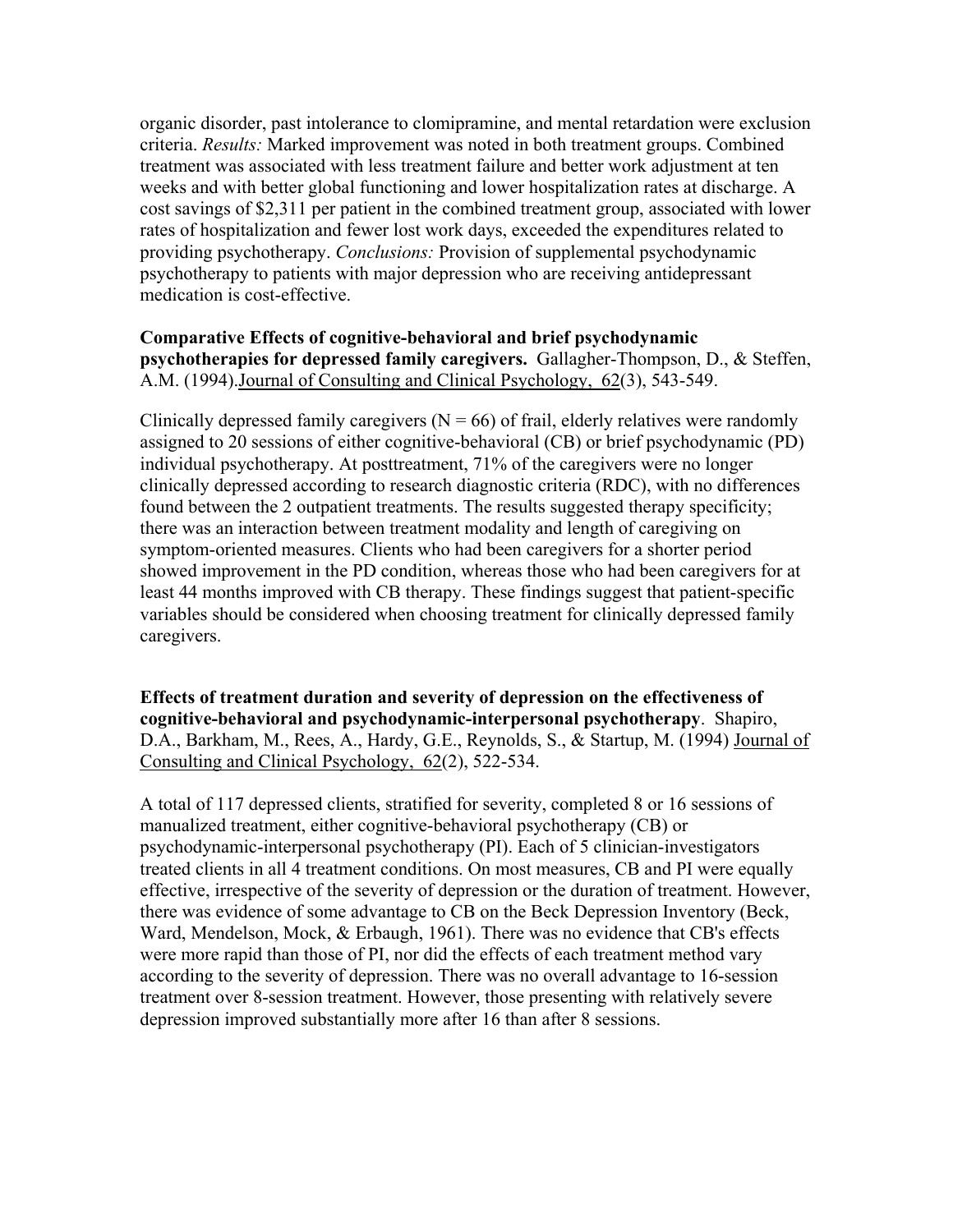organic disorder, past intolerance to clomipramine, and mental retardation were exclusion criteria. *Results:* Marked improvement was noted in both treatment groups. Combined treatment was associated with less treatment failure and better work adjustment at ten weeks and with better global functioning and lower hospitalization rates at discharge. A cost savings of $2,311 per patient in the combined treatment group, associated with lower rates of hospitalization and fewer lost work days, exceeded the expenditures related to providing psychotherapy. *Conclusions:* Provision of supplemental psychodynamic psychotherapy to patients with major depression who are receiving antidepressant medication is cost-effective.

**Comparative Effects of cognitive-behavioral and brief psychodynamic psychotherapies for depressed family caregivers.** Gallagher-Thompson, D., & Steffen, A.M. (1994). Journal of Consulting and Clinical Psychology, 62(3), 543-549.

Clinically depressed family caregivers (N = 66) of frail, elderly relatives were randomly assigned to 20 sessions of either cognitive-behavioral (CB) or brief psychodynamic (PD) individual psychotherapy. At posttreatment, 71% of the caregivers were no longer clinically depressed according to research diagnostic criteria (RDC), with no differences found between the 2 outpatient treatments. The results suggested therapy specificity; there was an interaction between treatment modality and length of caregiving on symptom-oriented measures. Clients who had been caregivers for a shorter period showed improvement in the PD condition, whereas those who had been caregivers for at least 44 months improved with CB therapy. These findings suggest that patient-specific variables should be considered when choosing treatment for clinically depressed family caregivers.

**Effects of treatment duration and severity of depression on the effectiveness of cognitive-behavioral and psychodynamic-interpersonal psychotherapy**. Shapiro, D.A., Barkham, M., Rees, A., Hardy, G.E., Reynolds, S., & Startup, M. (1994) Journal of Consulting and Clinical Psychology, 62(2), 522-534.

A total of 117 depressed clients, stratified for severity, completed 8 or 16 sessions of manualized treatment, either cognitive-behavioral psychotherapy (CB) or psychodynamic-interpersonal psychotherapy (PI). Each of 5 clinician-investigators treated clients in all 4 treatment conditions. On most measures, CB and PI were equally effective, irrespective of the severity of depression or the duration of treatment. However, there was evidence of some advantage to CB on the Beck Depression Inventory (Beck, Ward, Mendelson, Mock, & Erbaugh, 1961). There was no evidence that CB's effects were more rapid than those of PI, nor did the effects of each treatment method vary according to the severity of depression. There was no overall advantage to 16-session treatment over 8-session treatment. However, those presenting with relatively severe depression improved substantially more after 16 than after 8 sessions.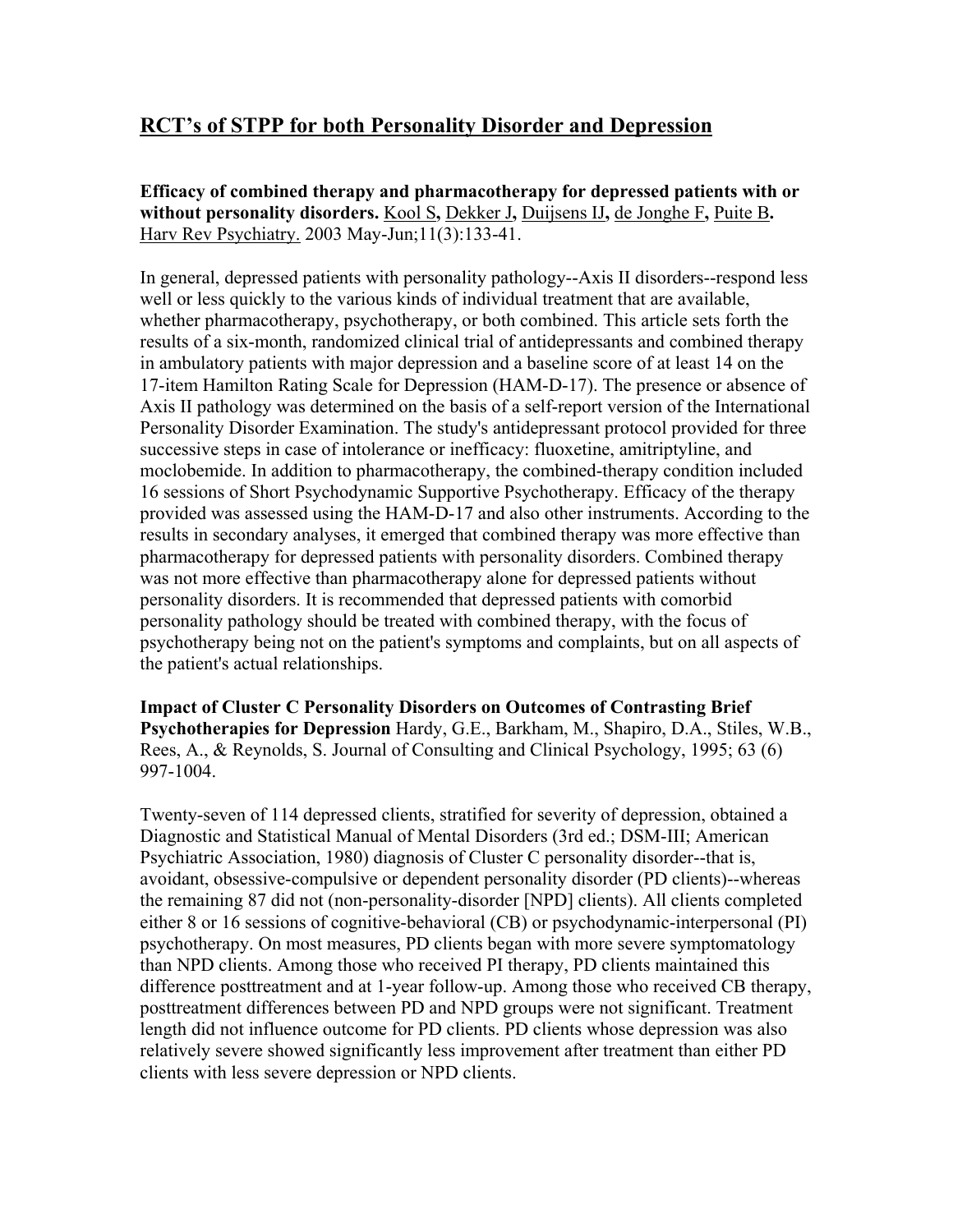## RCT's of STPP for both Personality Disorder and Depression

**Efficacy of combined therapy and pharmacotherapy for depressed patients with or without personality disorders.** Kool S**,** Dekker J**,** Duijsens IJ**,** de Jonghe F**,** Puite B**.** Harv Rev Psychiatry. 2003 May-Jun;11(3):133-41.

In general, depressed patients with personality pathology--Axis II disorders--respond less well or less quickly to the various kinds of individual treatment that are available, whether pharmacotherapy, psychotherapy, or both combined. This article sets forth the results of a six-month, randomized clinical trial of antidepressants and combined therapy in ambulatory patients with major depression and a baseline score of at least 14 on the 17-item Hamilton Rating Scale for Depression (HAM-D-17). The presence or absence of Axis II pathology was determined on the basis of a self-report version of the International Personality Disorder Examination. The study's antidepressant protocol provided for three successive steps in case of intolerance or inefficacy: fluoxetine, amitriptyline, and moclobemide. In addition to pharmacotherapy, the combined-therapy condition included 16 sessions of Short Psychodynamic Supportive Psychotherapy. Efficacy of the therapy provided was assessed using the HAM-D-17 and also other instruments. According to the results in secondary analyses, it emerged that combined therapy was more effective than pharmacotherapy for depressed patients with personality disorders. Combined therapy was not more effective than pharmacotherapy alone for depressed patients without personality disorders. It is recommended that depressed patients with comorbid personality pathology should be treated with combined therapy, with the focus of psychotherapy being not on the patient's symptoms and complaints, but on all aspects of the patient's actual relationships.

**Impact of Cluster C Personality Disorders on Outcomes of Contrasting Brief Psychotherapies for Depression** Hardy, G.E., Barkham, M., Shapiro, D.A., Stiles, W.B., Rees, A., & Reynolds, S. Journal of Consulting and Clinical Psychology, 1995; 63 (6) 997-1004.

Twenty-seven of 114 depressed clients, stratified for severity of depression, obtained a Diagnostic and Statistical Manual of Mental Disorders (3rd ed.; DSM-III; American Psychiatric Association, 1980) diagnosis of Cluster C personality disorder--that is, avoidant, obsessive-compulsive or dependent personality disorder (PD clients)--whereas the remaining 87 did not (non-personality-disorder [NPD] clients). All clients completed either 8 or 16 sessions of cognitive-behavioral (CB) or psychodynamic-interpersonal (PI) psychotherapy. On most measures, PD clients began with more severe symptomatology than NPD clients. Among those who received PI therapy, PD clients maintained this difference posttreatment and at 1-year follow-up. Among those who received CB therapy, posttreatment differences between PD and NPD groups were not significant. Treatment length did not influence outcome for PD clients. PD clients whose depression was also relatively severe showed significantly less improvement after treatment than either PD clients with less severe depression or NPD clients.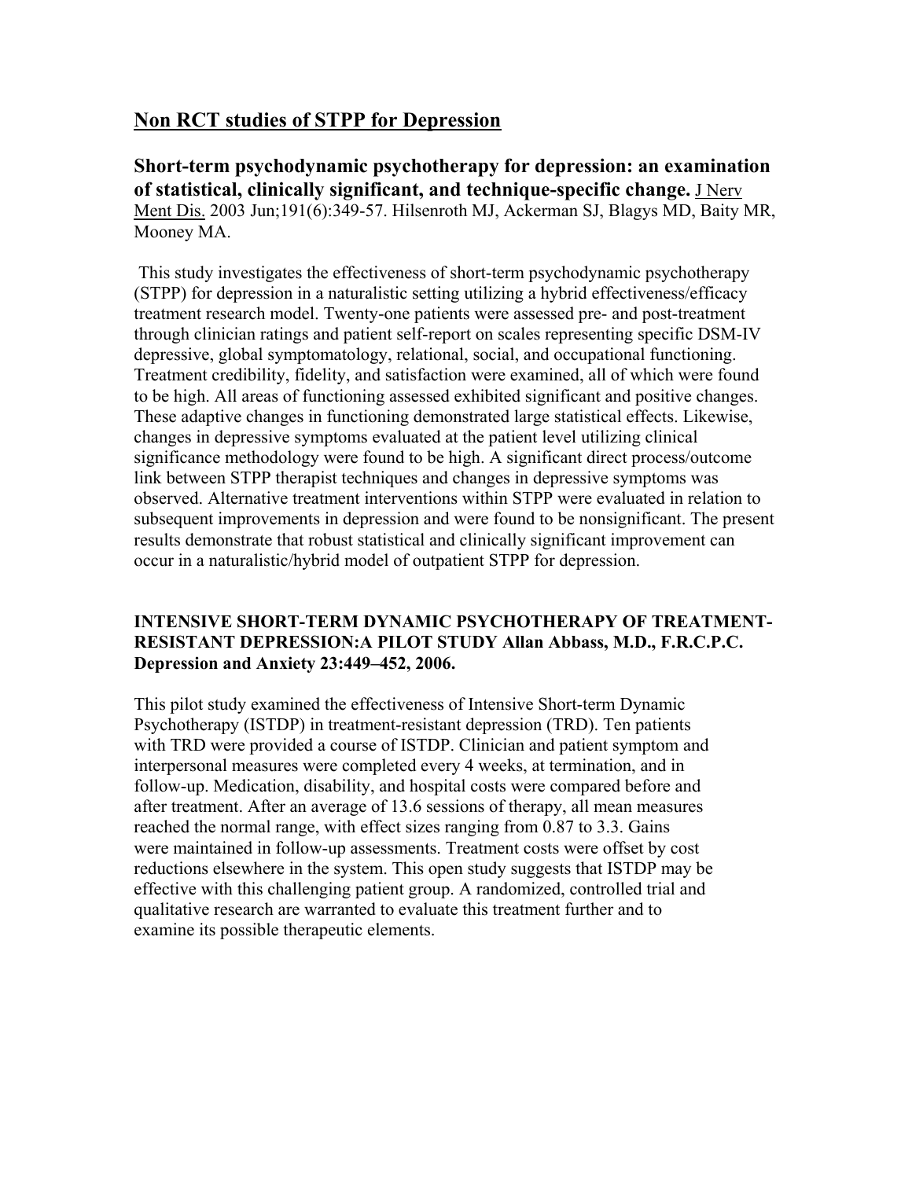## Non RCT studies of STPP for Depression

**Short-term psychodynamic psychotherapy for depression: an examination of statistical, clinically significant, and technique-specific change.** J Nerv Ment Dis. 2003 Jun;191(6):349-57. Hilsenroth MJ, Ackerman SJ, Blagys MD, Baity MR, Mooney MA.

This study investigates the effectiveness of short-term psychodynamic psychotherapy (STPP) for depression in a naturalistic setting utilizing a hybrid effectiveness/efficacy treatment research model. Twenty-one patients were assessed pre- and post-treatment through clinician ratings and patient self-report on scales representing specific DSM-IV depressive, global symptomatology, relational, social, and occupational functioning. Treatment credibility, fidelity, and satisfaction were examined, all of which were found to be high. All areas of functioning assessed exhibited significant and positive changes. These adaptive changes in functioning demonstrated large statistical effects. Likewise, changes in depressive symptoms evaluated at the patient level utilizing clinical significance methodology were found to be high. A significant direct process/outcome link between STPP therapist techniques and changes in depressive symptoms was observed. Alternative treatment interventions within STPP were evaluated in relation to subsequent improvements in depression and were found to be nonsignificant. The present results demonstrate that robust statistical and clinically significant improvement can occur in a naturalistic/hybrid model of outpatient STPP for depression.

**INTENSIVE SHORT-TERM DYNAMIC PSYCHOTHERAPY OF TREATMENT-RESISTANT DEPRESSION:A PILOT STUDY Allan Abbass, M.D., F.R.C.P.C. Depression and Anxiety 23:449–452, 2006.**

This pilot study examined the effectiveness of Intensive Short-term Dynamic Psychotherapy (ISTDP) in treatment-resistant depression (TRD). Ten patients with TRD were provided a course of ISTDP. Clinician and patient symptom and interpersonal measures were completed every 4 weeks, at termination, and in follow-up. Medication, disability, and hospital costs were compared before and after treatment. After an average of 13.6 sessions of therapy, all mean measures reached the normal range, with effect sizes ranging from 0.87 to 3.3. Gains were maintained in follow-up assessments. Treatment costs were offset by cost reductions elsewhere in the system. This open study suggests that ISTDP may be effective with this challenging patient group. A randomized, controlled trial and qualitative research are warranted to evaluate this treatment further and to examine its possible therapeutic elements.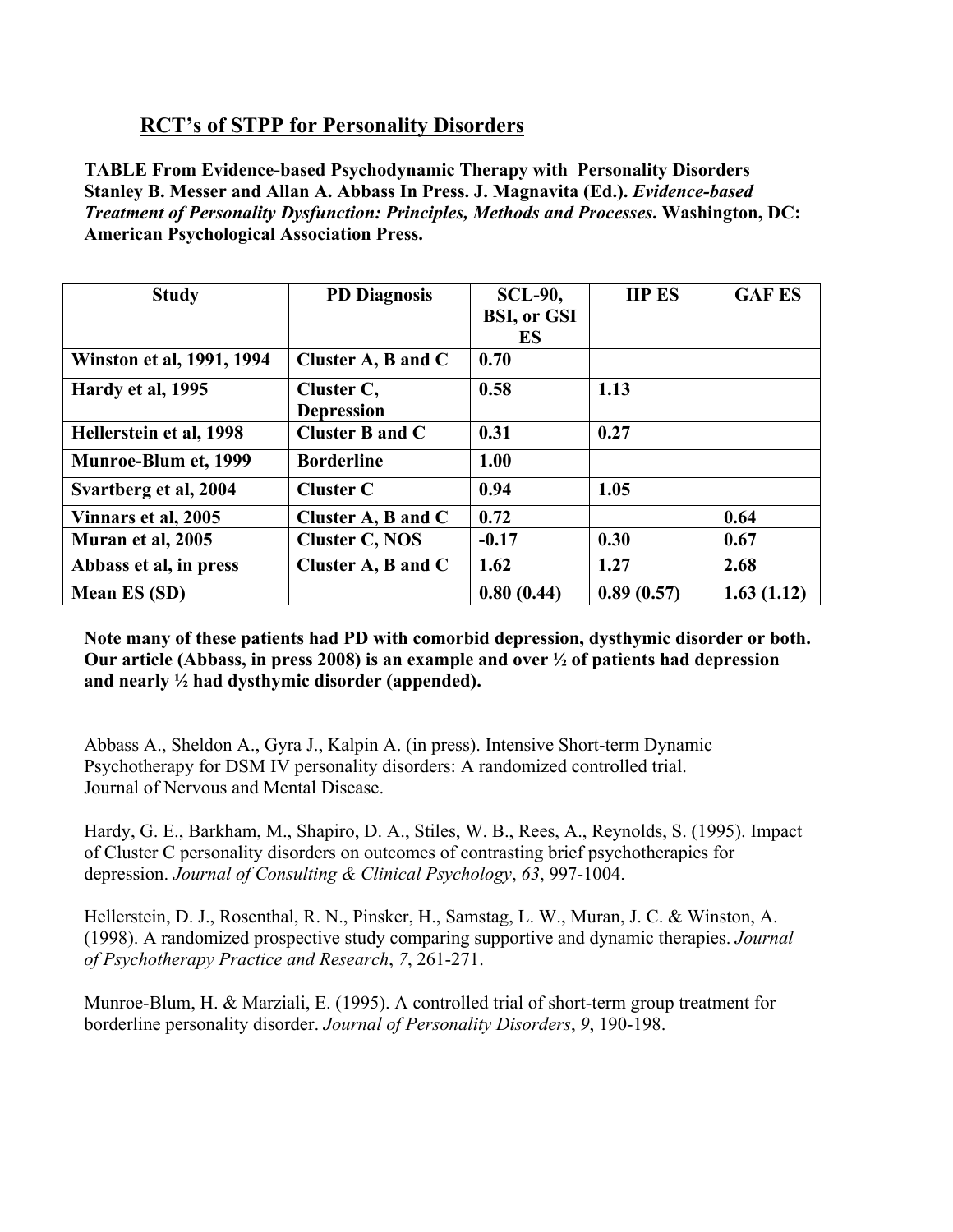## RCT's of STPP for Personality Disorders

**TABLE From Evidence-based Psychodynamic Therapy with Personality Disorders Stanley B. Messer and Allan A. Abbass In Press. J. Magnavita (Ed.). *Evidence-based Treatment of Personality Dysfunction: Principles, Methods and Processes*. Washington, DC: American Psychological Association Press.**

| Study | PD Diagnosis | SCL-90, BSI, or GSI ES | IIP ES | GAF ES |
|---|---|---|---|---|
| **Winston et al, 1991, 1994** | **Cluster A, B and C** | **0.70** | | |
| **Hardy et al, 1995** | **Cluster C, Depression** | **0.58** | **1.13** | |
| **Hellerstein et al, 1998** | **Cluster B and C** | **0.31** | **0.27** | |
| **Munroe-Blum et, 1999** | **Borderline** | **1.00** | | |
| **Svartberg et al, 2004** | **Cluster C** | **0.94** | **1.05** | |
| **Vinnars et al, 2005** | **Cluster A, B and C** | **0.72** | | **0.64** |
| **Muran et al, 2005** | **Cluster C, NOS** | **-0.17** | **0.30** | **0.67** |
| **Abbass et al, in press** | **Cluster A, B and C** | **1.62** | **1.27** | **2.68** |
| **Mean ES (SD)** | | **0.80 (0.44)** | **0.89 (0.57)** | **1.63 (1.12)** |

**Note many of these patients had PD with comorbid depression, dysthymic disorder or both. Our article (Abbass, in press 2008) is an example and over ½ of patients had depression and nearly ½ had dysthymic disorder (appended).**

Abbass A., Sheldon A., Gyra J., Kalpin A. (in press). Intensive Short-term Dynamic Psychotherapy for DSM IV personality disorders: A randomized controlled trial. Journal of Nervous and Mental Disease.

Hardy, G. E., Barkham, M., Shapiro, D. A., Stiles, W. B., Rees, A., Reynolds, S. (1995). Impact of Cluster C personality disorders on outcomes of contrasting brief psychotherapies for depression. *Journal of Consulting & Clinical Psychology*, *63*, 997-1004.

Hellerstein, D. J., Rosenthal, R. N., Pinsker, H., Samstag, L. W., Muran, J. C. & Winston, A. (1998). A randomized prospective study comparing supportive and dynamic therapies. *Journal of Psychotherapy Practice and Research*, *7*, 261-271.

Munroe-Blum, H. & Marziali, E. (1995). A controlled trial of short-term group treatment for borderline personality disorder. *Journal of Personality Disorders*, *9*, 190-198.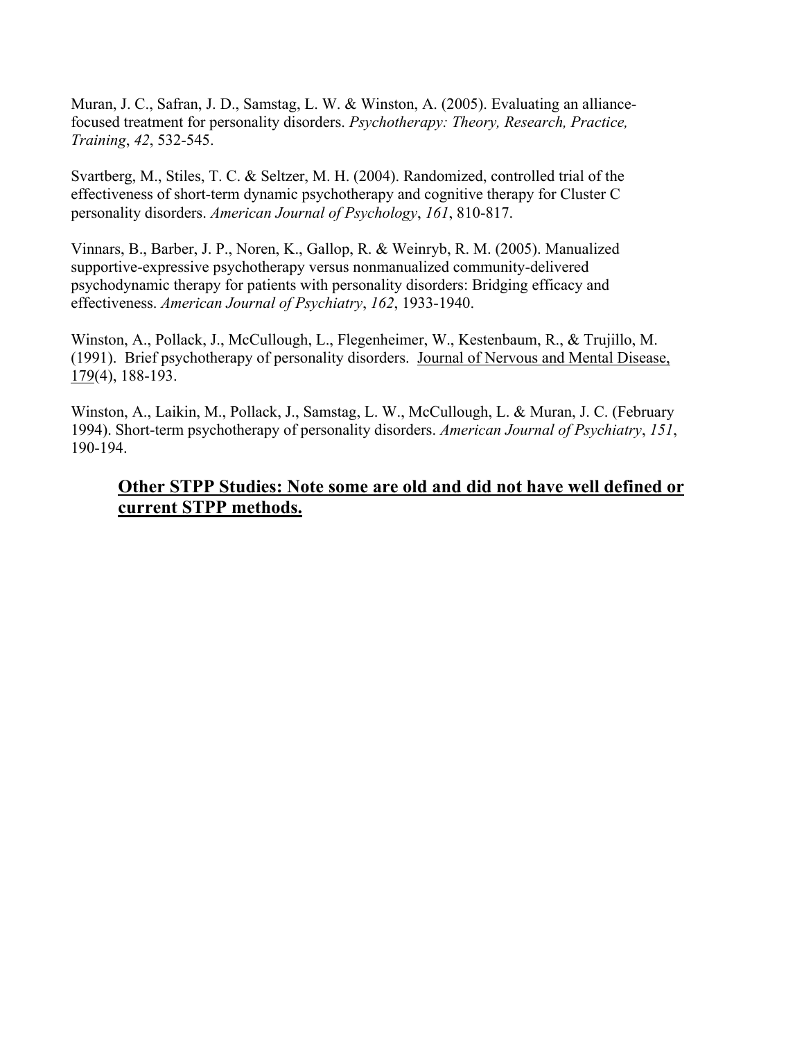Muran, J. C., Safran, J. D., Samstag, L. W. & Winston, A. (2005). Evaluating an alliance-focused treatment for personality disorders. *Psychotherapy: Theory, Research, Practice, Training*, *42*, 532-545.

Svartberg, M., Stiles, T. C. & Seltzer, M. H. (2004). Randomized, controlled trial of the effectiveness of short-term dynamic psychotherapy and cognitive therapy for Cluster C personality disorders. *American Journal of Psychology*, *161*, 810-817.

Vinnars, B., Barber, J. P., Noren, K., Gallop, R. & Weinryb, R. M. (2005). Manualized supportive-expressive psychotherapy versus nonmanualized community-delivered psychodynamic therapy for patients with personality disorders: Bridging efficacy and effectiveness. *American Journal of Psychiatry*, *162*, 1933-1940.

Winston, A., Pollack, J., McCullough, L., Flegenheimer, W., Kestenbaum, R., & Trujillo, M. (1991). Brief psychotherapy of personality disorders. Journal of Nervous and Mental Disease, 179(4), 188-193.

Winston, A., Laikin, M., Pollack, J., Samstag, L. W., McCullough, L. & Muran, J. C. (February 1994). Short-term psychotherapy of personality disorders. *American Journal of Psychiatry*, *151*, 190-194.

**Other STPP Studies: Note some are old and did not have well defined or current STPP methods.**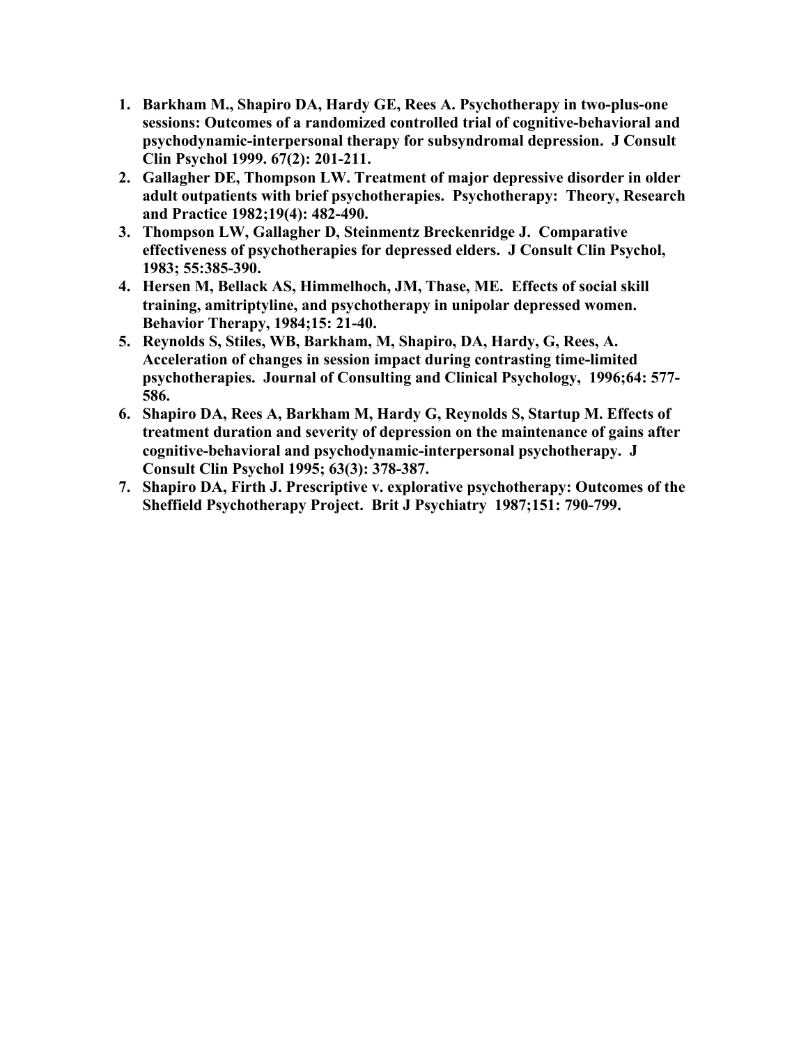1. **Barkham M., Shapiro DA, Hardy GE, Rees A. Psychotherapy in two-plus-one sessions: Outcomes of a randomized controlled trial of cognitive-behavioral and psychodynamic-interpersonal therapy for subsyndromal depression. J Consult Clin Psychol 1999. 67(2): 201-211.**
2. **Gallagher DE, Thompson LW. Treatment of major depressive disorder in older adult outpatients with brief psychotherapies. Psychotherapy: Theory, Research and Practice 1982;19(4): 482-490.**
3. **Thompson LW, Gallagher D, Steinmentz Breckenridge J. Comparative effectiveness of psychotherapies for depressed elders. J Consult Clin Psychol, 1983; 55:385-390.**
4. **Hersen M, Bellack AS, Himmelhoch, JM, Thase, ME. Effects of social skill training, amitriptyline, and psychotherapy in unipolar depressed women. Behavior Therapy, 1984;15: 21-40.**
5. **Reynolds S, Stiles, WB, Barkham, M, Shapiro, DA, Hardy, G, Rees, A. Acceleration of changes in session impact during contrasting time-limited psychotherapies. Journal of Consulting and Clinical Psychology, 1996;64: 577-586.**
6. **Shapiro DA, Rees A, Barkham M, Hardy G, Reynolds S, Startup M. Effects of treatment duration and severity of depression on the maintenance of gains after cognitive-behavioral and psychodynamic-interpersonal psychotherapy. J Consult Clin Psychol 1995; 63(3): 378-387.**
7. **Shapiro DA, Firth J. Prescriptive v. explorative psychotherapy: Outcomes of the Sheffield Psychotherapy Project. Brit J Psychiatry 1987;151: 790-799.**